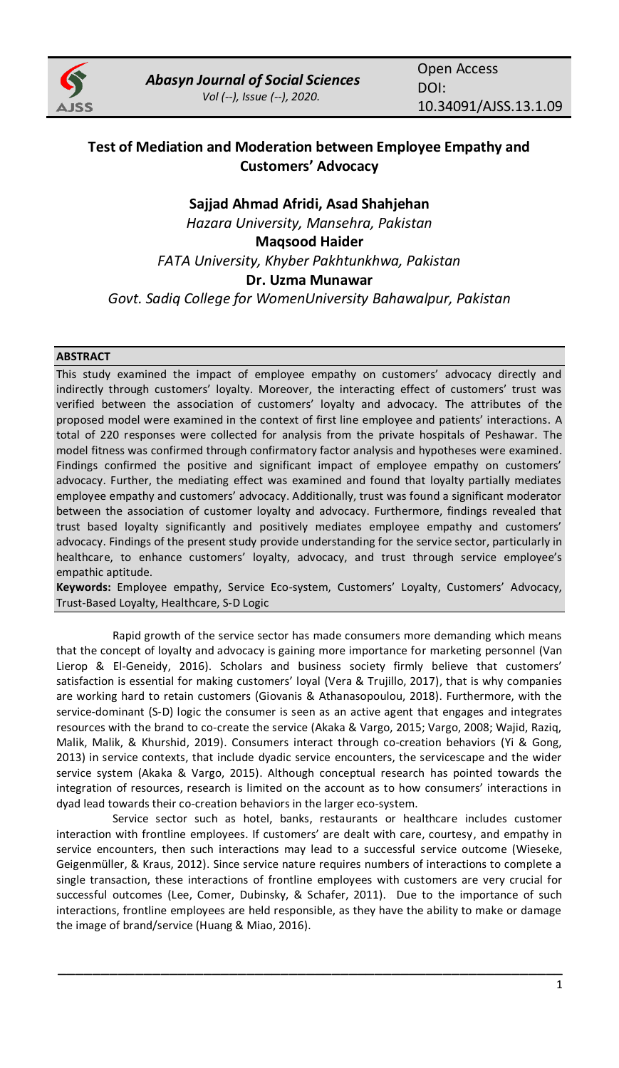# Test of Mediation and Moderation between Employee Empathy and Customers' Advocacy

**Sajjad Ahmad Afridi, Asad Shahjehan**

*Hazara University, Mansehra, Pakistan*

**Maqsood Haider**

*FATA University, Khyber Pakhtunkhwa, Pakistan*

**Dr. Uzma Munawar**

*Govt. Sadiq College for WomenUniversity Bahawalpur, Pakistan*

## ABSTRACT

This study examined the impact of employee empathy on customers' advocacy directly and indirectly through customers' loyalty. Moreover, the interacting effect of customers' trust was verified between the association of customers' loyalty and advocacy. The attributes of the proposed model were examined in the context of first line employee and patients' interactions. A total of 220 responses were collected for analysis from the private hospitals of Peshawar. The model fitness was confirmed through confirmatory factor analysis and hypotheses were examined. Findings confirmed the positive and significant impact of employee empathy on customers' advocacy. Further, the mediating effect was examined and found that loyalty partially mediates employee empathy and customers' advocacy. Additionally, trust was found a significant moderator between the association of customer loyalty and advocacy. Furthermore, findings revealed that trust based loyalty significantly and positively mediates employee empathy and customers' advocacy. Findings of the present study provide understanding for the service sector, particularly in healthcare, to enhance customers' loyalty, advocacy, and trust through service employee's empathic aptitude.

**Keywords:** Employee empathy, Service Eco-system, Customers' Loyalty, Customers' Advocacy, Trust-Based Loyalty, Healthcare, S-D Logic

Rapid growth of the service sector has made consumers more demanding which means that the concept of loyalty and advocacy is gaining more importance for marketing personnel (Van Lierop & El-Geneidy, 2016). Scholars and business society firmly believe that customers' satisfaction is essential for making customers' loyal (Vera & Trujillo, 2017), that is why companies are working hard to retain customers (Giovanis & Athanasopoulou, 2018). Furthermore, with the service-dominant (S-D) logic the consumer is seen as an active agent that engages and integrates resources with the brand to co-create the service (Akaka & Vargo, 2015; Vargo, 2008; Wajid, Raziq, Malik, Malik, & Khurshid, 2019). Consumers interact through co-creation behaviors (Yi & Gong, 2013) in service contexts, that include dyadic service encounters, the servicescape and the wider service system (Akaka & Vargo, 2015). Although conceptual research has pointed towards the integration of resources, research is limited on the account as to how consumers' interactions in dyad lead towards their co-creation behaviors in the larger eco-system.

Service sector such as hotel, banks, restaurants or healthcare includes customer interaction with frontline employees. If customers' are dealt with care, courtesy, and empathy in service encounters, then such interactions may lead to a successful service outcome (Wieseke, Geigenmüller, & Kraus, 2012). Since service nature requires numbers of interactions to complete a single transaction, these interactions of frontline employees with customers are very crucial for successful outcomes (Lee, Comer, Dubinsky, & Schafer, 2011). Due to the importance of such interactions, frontline employees are held responsible, as they have the ability to make or damage the image of brand/service (Huang & Miao, 2016).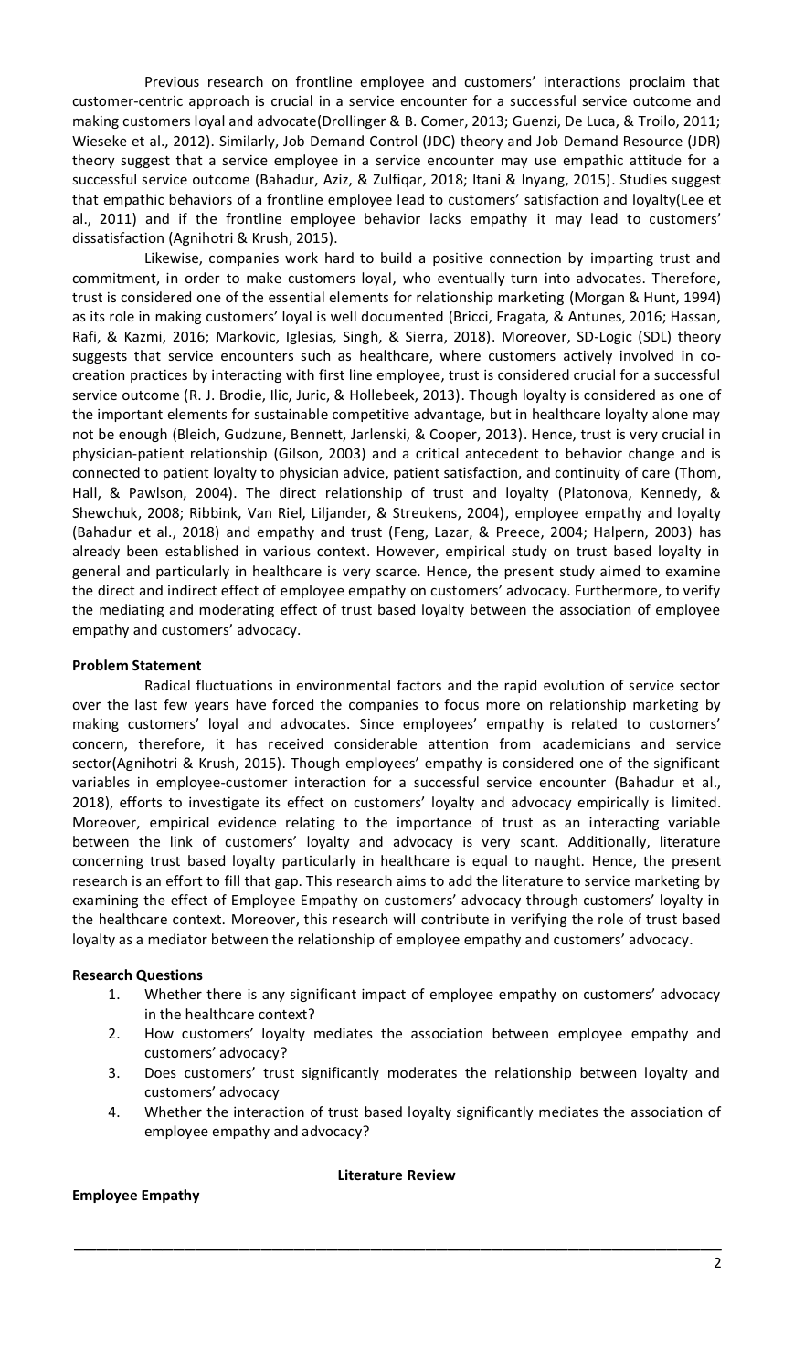Previous research on frontline employee and customers' interactions proclaim that customer-centric approach is crucial in a service encounter for a successful service outcome and making customers loyal and advocate(Drollinger & B. Comer, 2013; Guenzi, De Luca, & Troilo, 2011; Wieseke et al., 2012). Similarly, Job Demand Control (JDC) theory and Job Demand Resource (JDR) theory suggest that a service employee in a service encounter may use empathic attitude for a successful service outcome (Bahadur, Aziz, & Zulfiqar, 2018; Itani & Inyang, 2015). Studies suggest that empathic behaviors of a frontline employee lead to customers' satisfaction and loyalty(Lee et al., 2011) and if the frontline employee behavior lacks empathy it may lead to customers' dissatisfaction (Agnihotri & Krush, 2015).

Likewise, companies work hard to build a positive connection by imparting trust and commitment, in order to make customers loyal, who eventually turn into advocates. Therefore, trust is considered one of the essential elements for relationship marketing (Morgan & Hunt, 1994) as its role in making customers' loyal is well documented (Bricci, Fragata, & Antunes, 2016; Hassan, Rafi, & Kazmi, 2016; Markovic, Iglesias, Singh, & Sierra, 2018). Moreover, SD-Logic (SDL) theory suggests that service encounters such as healthcare, where customers actively involved in co-creation practices by interacting with first line employee, trust is considered crucial for a successful service outcome (R. J. Brodie, Ilic, Juric, & Hollebeek, 2013). Though loyalty is considered as one of the important elements for sustainable competitive advantage, but in healthcare loyalty alone may not be enough (Bleich, Gudzune, Bennett, Jarlenski, & Cooper, 2013). Hence, trust is very crucial in physician-patient relationship (Gilson, 2003) and a critical antecedent to behavior change and is connected to patient loyalty to physician advice, patient satisfaction, and continuity of care (Thom, Hall, & Pawlson, 2004). The direct relationship of trust and loyalty (Platonova, Kennedy, & Shewchuk, 2008; Ribbink, Van Riel, Liljander, & Streukens, 2004), employee empathy and loyalty (Bahadur et al., 2018) and empathy and trust (Feng, Lazar, & Preece, 2004; Halpern, 2003) has already been established in various context. However, empirical study on trust based loyalty in general and particularly in healthcare is very scarce. Hence, the present study aimed to examine the direct and indirect effect of employee empathy on customers' advocacy. Furthermore, to verify the mediating and moderating effect of trust based loyalty between the association of employee empathy and customers' advocacy.

**Problem Statement**

Radical fluctuations in environmental factors and the rapid evolution of service sector over the last few years have forced the companies to focus more on relationship marketing by making customers' loyal and advocates. Since employees' empathy is related to customers' concern, therefore, it has received considerable attention from academicians and service sector(Agnihotri & Krush, 2015). Though employees' empathy is considered one of the significant variables in employee-customer interaction for a successful service encounter (Bahadur et al., 2018), efforts to investigate its effect on customers' loyalty and advocacy empirically is limited. Moreover, empirical evidence relating to the importance of trust as an interacting variable between the link of customers' loyalty and advocacy is very scant. Additionally, literature concerning trust based loyalty particularly in healthcare is equal to naught. Hence, the present research is an effort to fill that gap. This research aims to add the literature to service marketing by examining the effect of Employee Empathy on customers' advocacy through customers' loyalty in the healthcare context. Moreover, this research will contribute in verifying the role of trust based loyalty as a mediator between the relationship of employee empathy and customers' advocacy.

**Research Questions**

1. Whether there is any significant impact of employee empathy on customers' advocacy in the healthcare context?
2. How customers' loyalty mediates the association between employee empathy and customers' advocacy?
3. Does customers' trust significantly moderates the relationship between loyalty and customers' advocacy
4. Whether the interaction of trust based loyalty significantly mediates the association of employee empathy and advocacy?

## Literature Review

**Employee Empathy**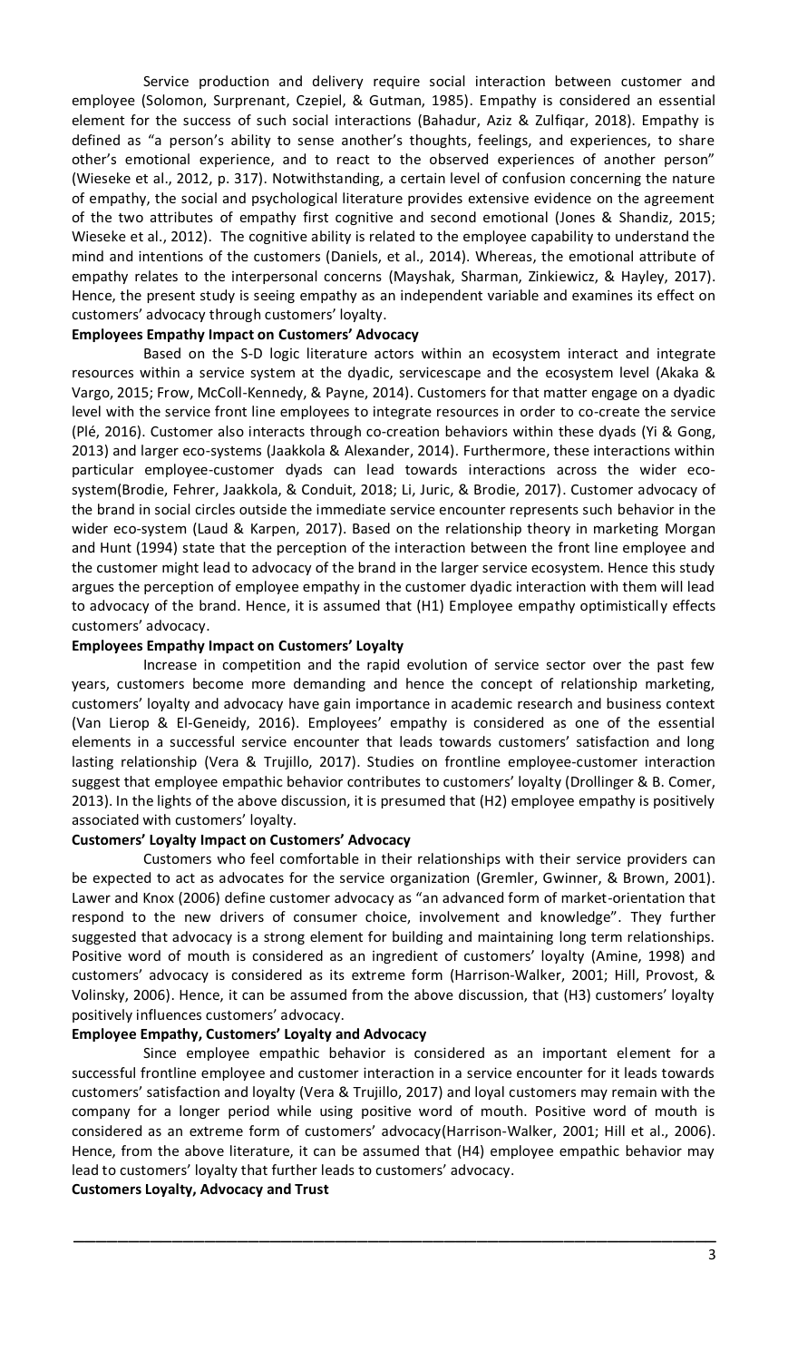Service production and delivery require social interaction between customer and employee (Solomon, Surprenant, Czepiel, & Gutman, 1985). Empathy is considered an essential element for the success of such social interactions (Bahadur, Aziz & Zulfiqar, 2018). Empathy is defined as "a person's ability to sense another's thoughts, feelings, and experiences, to share other's emotional experience, and to react to the observed experiences of another person" (Wieseke et al., 2012, p. 317). Notwithstanding, a certain level of confusion concerning the nature of empathy, the social and psychological literature provides extensive evidence on the agreement of the two attributes of empathy first cognitive and second emotional (Jones & Shandiz, 2015; Wieseke et al., 2012). The cognitive ability is related to the employee capability to understand the mind and intentions of the customers (Daniels, et al., 2014). Whereas, the emotional attribute of empathy relates to the interpersonal concerns (Mayshak, Sharman, Zinkiewicz, & Hayley, 2017). Hence, the present study is seeing empathy as an independent variable and examines its effect on customers' advocacy through customers' loyalty.

**Employees Empathy Impact on Customers' Advocacy**

Based on the S-D logic literature actors within an ecosystem interact and integrate resources within a service system at the dyadic, servicescape and the ecosystem level (Akaka & Vargo, 2015; Frow, McColl-Kennedy, & Payne, 2014). Customers for that matter engage on a dyadic level with the service front line employees to integrate resources in order to co-create the service (Plé, 2016). Customer also interacts through co-creation behaviors within these dyads (Yi & Gong, 2013) and larger eco-systems (Jaakkola & Alexander, 2014). Furthermore, these interactions within particular employee-customer dyads can lead towards interactions across the wider eco-system(Brodie, Fehrer, Jaakkola, & Conduit, 2018; Li, Juric, & Brodie, 2017). Customer advocacy of the brand in social circles outside the immediate service encounter represents such behavior in the wider eco-system (Laud & Karpen, 2017). Based on the relationship theory in marketing Morgan and Hunt (1994) state that the perception of the interaction between the front line employee and the customer might lead to advocacy of the brand in the larger service ecosystem. Hence this study argues the perception of employee empathy in the customer dyadic interaction with them will lead to advocacy of the brand. Hence, it is assumed that (H1) Employee empathy optimistically effects customers' advocacy.

**Employees Empathy Impact on Customers' Loyalty**

Increase in competition and the rapid evolution of service sector over the past few years, customers become more demanding and hence the concept of relationship marketing, customers' loyalty and advocacy have gain importance in academic research and business context (Van Lierop & El-Geneidy, 2016). Employees' empathy is considered as one of the essential elements in a successful service encounter that leads towards customers' satisfaction and long lasting relationship (Vera & Trujillo, 2017). Studies on frontline employee-customer interaction suggest that employee empathic behavior contributes to customers' loyalty (Drollinger & B. Comer, 2013). In the lights of the above discussion, it is presumed that (H2) employee empathy is positively associated with customers' loyalty.

**Customers' Loyalty Impact on Customers' Advocacy**

Customers who feel comfortable in their relationships with their service providers can be expected to act as advocates for the service organization (Gremler, Gwinner, & Brown, 2001). Lawer and Knox (2006) define customer advocacy as "an advanced form of market-orientation that respond to the new drivers of consumer choice, involvement and knowledge". They further suggested that advocacy is a strong element for building and maintaining long term relationships. Positive word of mouth is considered as an ingredient of customers' loyalty (Amine, 1998) and customers' advocacy is considered as its extreme form (Harrison-Walker, 2001; Hill, Provost, & Volinsky, 2006). Hence, it can be assumed from the above discussion, that (H3) customers' loyalty positively influences customers' advocacy.

**Employee Empathy, Customers' Loyalty and Advocacy**

Since employee empathic behavior is considered as an important element for a successful frontline employee and customer interaction in a service encounter for it leads towards customers' satisfaction and loyalty (Vera & Trujillo, 2017) and loyal customers may remain with the company for a longer period while using positive word of mouth. Positive word of mouth is considered as an extreme form of customers' advocacy(Harrison-Walker, 2001; Hill et al., 2006). Hence, from the above literature, it can be assumed that (H4) employee empathic behavior may lead to customers' loyalty that further leads to customers' advocacy.

**Customers Loyalty, Advocacy and Trust**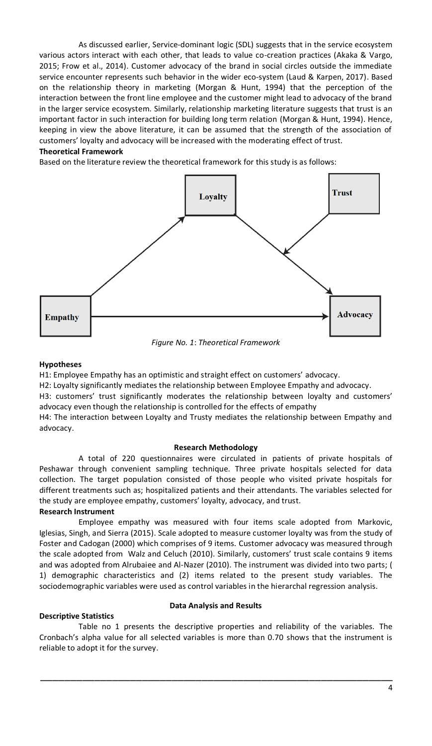As discussed earlier, Service-dominant logic (SDL) suggests that in the service ecosystem various actors interact with each other, that leads to value co-creation practices (Akaka & Vargo, 2015; Frow et al., 2014). Customer advocacy of the brand in social circles outside the immediate service encounter represents such behavior in the wider eco-system (Laud & Karpen, 2017). Based on the relationship theory in marketing (Morgan & Hunt, 1994) that the perception of the interaction between the front line employee and the customer might lead to advocacy of the brand in the larger service ecosystem. Similarly, relationship marketing literature suggests that trust is an important factor in such interaction for building long term relation (Morgan & Hunt, 1994). Hence, keeping in view the above literature, it can be assumed that the strength of the association of customers' loyalty and advocacy will be increased with the moderating effect of trust.

**Theoretical Framework**

Based on the literature review the theoretical framework for this study is as follows:

*Figure No. 1*: *Theoretical Framework*

**Hypotheses**

H1: Employee Empathy has an optimistic and straight effect on customers' advocacy.

H2: Loyalty significantly mediates the relationship between Employee Empathy and advocacy.

H3: customers' trust significantly moderates the relationship between loyalty and customers' advocacy even though the relationship is controlled for the effects of empathy

H4: The interaction between Loyalty and Trusty mediates the relationship between Empathy and advocacy.

## Research Methodology

A total of 220 questionnaires were circulated in patients of private hospitals of Peshawar through convenient sampling technique. Three private hospitals selected for data collection. The target population consisted of those people who visited private hospitals for different treatments such as; hospitalized patients and their attendants. The variables selected for the study are employee empathy, customers' loyalty, advocacy, and trust.

**Research Instrument**

Employee empathy was measured with four items scale adopted from Markovic, Iglesias, Singh, and Sierra (2015). Scale adopted to measure customer loyalty was from the study of Foster and Cadogan (2000) which comprises of 9 items. Customer advocacy was measured through the scale adopted from Walz and Celuch (2010). Similarly, customers' trust scale contains 9 items and was adopted from Alrubaiee and Al-Nazer (2010). The instrument was divided into two parts; ( 1) demographic characteristics and (2) items related to the present study variables. The sociodemographic variables were used as control variables in the hierarchal regression analysis.

## Data Analysis and Results

**Descriptive Statistics**

Table no 1 presents the descriptive properties and reliability of the variables. The Cronbach's alpha value for all selected variables is more than 0.70 shows that the instrument is reliable to adopt it for the survey.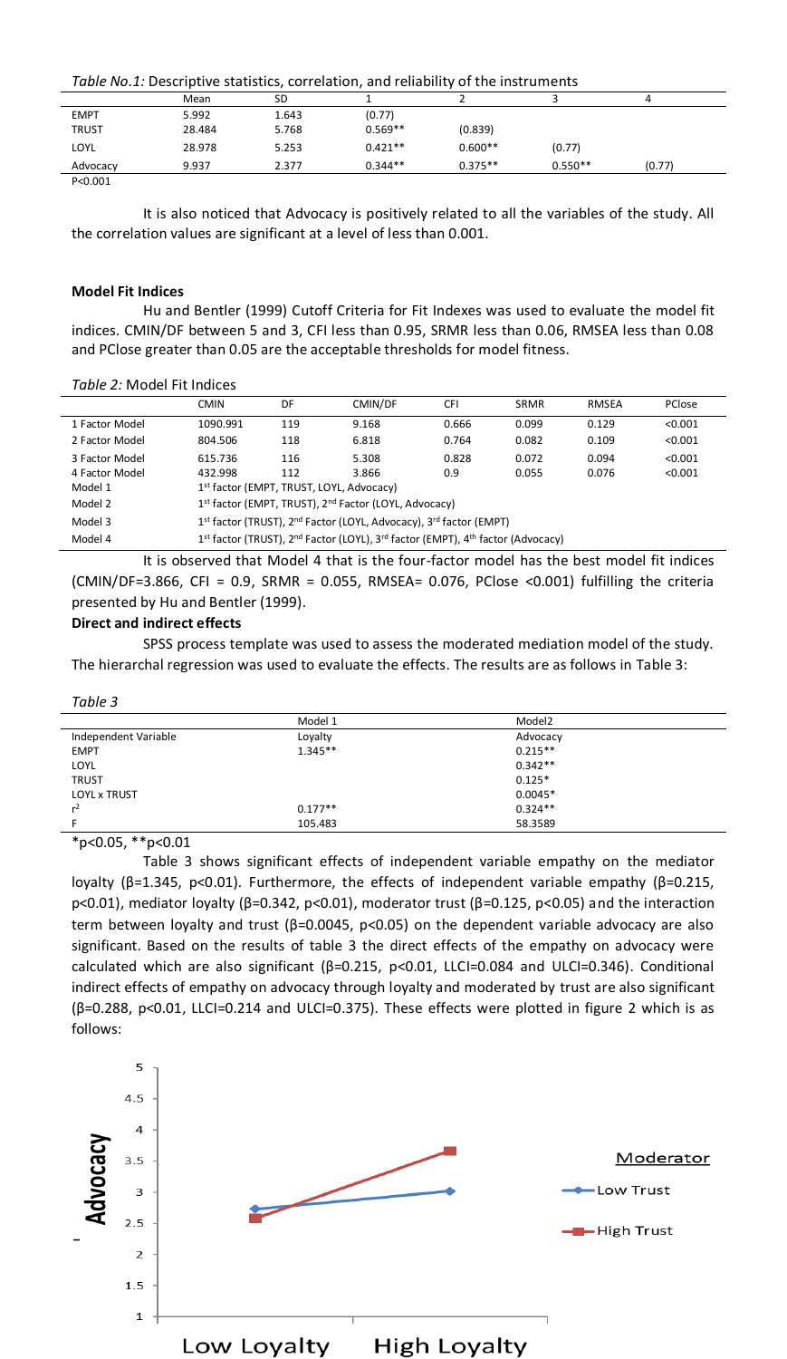*Table No.1:* Descriptive statistics, correlation, and reliability of the instruments

| | Mean | SD | 1 | 2 | 3 | 4 |
|---|---|---|---|---|---|---|
| EMPT | 5.992 | 1.643 | (0.77) | | | |
| TRUST | 28.484 | 5.768 | 0.569** | (0.839) | | |
| LOYL | 28.978 | 5.253 | 0.421** | 0.600** | (0.77) | |
| Advocacy | 9.937 | 2.377 | 0.344** | 0.375** | 0.550** | (0.77) |

P<0.001

It is also noticed that Advocacy is positively related to all the variables of the study. All the correlation values are significant at a level of less than 0.001.

**Model Fit Indices**

Hu and Bentler (1999) Cutoff Criteria for Fit Indexes was used to evaluate the model fit indices. CMIN/DF between 5 and 3, CFI less than 0.95, SRMR less than 0.06, RMSEA less than 0.08 and PClose greater than 0.05 are the acceptable thresholds for model fitness.

*Table 2:* Model Fit Indices

| | CMIN | DF | CMIN/DF | CFI | SRMR | RMSEA | PClose |
|---|---|---|---|---|---|---|---|
| 1 Factor Model | 1090.991 | 119 | 9.168 | 0.666 | 0.099 | 0.129 | <0.001 |
| 2 Factor Model | 804.506 | 118 | 6.818 | 0.764 | 0.082 | 0.109 | <0.001 |
| 3 Factor Model | 615.736 | 116 | 5.308 | 0.828 | 0.072 | 0.094 | <0.001 |
| 4 Factor Model | 432.998 | 112 | 3.866 | 0.9 | 0.055 | 0.076 | <0.001 |
| Model 1 | 1st factor (EMPT, TRUST, LOYL, Advocacy) | | | | | | |
| Model 2 | 1st factor (EMPT, TRUST), 2nd Factor (LOYL, Advocacy) | | | | | | |
| Model 3 | 1st factor (TRUST), 2nd Factor (LOYL, Advocacy), 3rd factor (EMPT) | | | | | | |
| Model 4 | 1st factor (TRUST), 2nd Factor (LOYL), 3rd factor (EMPT), 4th factor (Advocacy) | | | | | | |

It is observed that Model 4 that is the four-factor model has the best model fit indices (CMIN/DF=3.866, CFI = 0.9, SRMR = 0.055, RMSEA= 0.076, PClose <0.001) fulfilling the criteria presented by Hu and Bentler (1999).

**Direct and indirect effects**

SPSS process template was used to assess the moderated mediation model of the study. The hierarchal regression was used to evaluate the effects. The results are as follows in Table 3:

*Table 3*

| | Model 1 | Model2 |
|---|---|---|
| Independent Variable | Loyalty | Advocacy |
| EMPT | 1.345** | 0.215** |
| LOYL | | 0.342** |
| TRUST | | 0.125* |
| LOYL x TRUST | | 0.0045* |
| $r^2$ | 0.177** | 0.324** |
| F | 105.483 | 58.3589 |

*p<0.05, **p<0.01

Table 3 shows significant effects of independent variable empathy on the mediator loyalty (β=1.345, p<0.01). Furthermore, the effects of independent variable empathy (β=0.215, p<0.01), mediator loyalty (β=0.342, p<0.01), moderator trust (β=0.125, p<0.05) and the interaction term between loyalty and trust (β=0.0045, p<0.05) on the dependent variable advocacy are also significant. Based on the results of table 3 the direct effects of the empathy on advocacy were calculated which are also significant (β=0.215, p<0.01, LLCI=0.084 and ULCI=0.346). Conditional indirect effects of empathy on advocacy through loyalty and moderated by trust are also significant (β=0.288, p<0.01, LLCI=0.214 and ULCI=0.375). These effects were plotted in figure 2 which is as follows: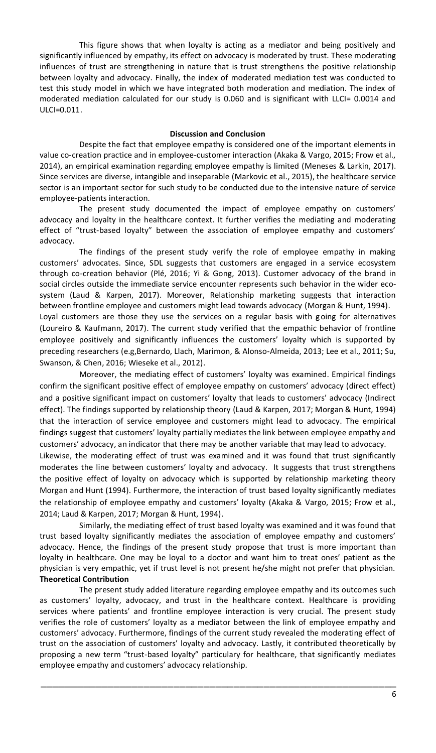This figure shows that when loyalty is acting as a mediator and being positively and significantly influenced by empathy, its effect on advocacy is moderated by trust. These moderating influences of trust are strengthening in nature that is trust strengthens the positive relationship between loyalty and advocacy. Finally, the index of moderated mediation test was conducted to test this study model in which we have integrated both moderation and mediation. The index of moderated mediation calculated for our study is 0.060 and is significant with LLCI= 0.0014 and ULCI=0.011.

## Discussion and Conclusion

Despite the fact that employee empathy is considered one of the important elements in value co-creation practice and in employee-customer interaction (Akaka & Vargo, 2015; Frow et al., 2014), an empirical examination regarding employee empathy is limited (Meneses & Larkin, 2017). Since services are diverse, intangible and inseparable (Markovic et al., 2015), the healthcare service sector is an important sector for such study to be conducted due to the intensive nature of service employee-patients interaction.

The present study documented the impact of employee empathy on customers' advocacy and loyalty in the healthcare context. It further verifies the mediating and moderating effect of "trust-based loyalty" between the association of employee empathy and customers' advocacy.

The findings of the present study verify the role of employee empathy in making customers' advocates. Since, SDL suggests that customers are engaged in a service ecosystem through co-creation behavior (Plé, 2016; Yi & Gong, 2013). Customer advocacy of the brand in social circles outside the immediate service encounter represents such behavior in the wider eco-system (Laud & Karpen, 2017). Moreover, Relationship marketing suggests that interaction between frontline employee and customers might lead towards advocacy (Morgan & Hunt, 1994).
Loyal customers are those they use the services on a regular basis with going for alternatives (Loureiro & Kaufmann, 2017). The current study verified that the empathic behavior of frontline employee positively and significantly influences the customers' loyalty which is supported by preceding researchers (e.g,Bernardo, Llach, Marimon, & Alonso-Almeida, 2013; Lee et al., 2011; Su, Swanson, & Chen, 2016; Wieseke et al., 2012).

Moreover, the mediating effect of customers' loyalty was examined. Empirical findings confirm the significant positive effect of employee empathy on customers' advocacy (direct effect) and a positive significant impact on customers' loyalty that leads to customers' advocacy (Indirect effect). The findings supported by relationship theory (Laud & Karpen, 2017; Morgan & Hunt, 1994) that the interaction of service employee and customers might lead to advocacy. The empirical findings suggest that customers' loyalty partially mediates the link between employee empathy and customers' advocacy, an indicator that there may be another variable that may lead to advocacy.
Likewise, the moderating effect of trust was examined and it was found that trust significantly moderates the line between customers' loyalty and advocacy. It suggests that trust strengthens the positive effect of loyalty on advocacy which is supported by relationship marketing theory Morgan and Hunt (1994). Furthermore, the interaction of trust based loyalty significantly mediates the relationship of employee empathy and customers' loyalty (Akaka & Vargo, 2015; Frow et al., 2014; Laud & Karpen, 2017; Morgan & Hunt, 1994).

Similarly, the mediating effect of trust based loyalty was examined and it was found that trust based loyalty significantly mediates the association of employee empathy and customers' advocacy. Hence, the findings of the present study propose that trust is more important than loyalty in healthcare. One may be loyal to a doctor and want him to treat ones' patient as the physician is very empathic, yet if trust level is not present he/she might not prefer that physician.

### Theoretical Contribution

The present study added literature regarding employee empathy and its outcomes such as customers' loyalty, advocacy, and trust in the healthcare context. Healthcare is providing services where patients' and frontline employee interaction is very crucial. The present study verifies the role of customers' loyalty as a mediator between the link of employee empathy and customers' advocacy. Furthermore, findings of the current study revealed the moderating effect of trust on the association of customers' loyalty and advocacy. Lastly, it contributed theoretically by proposing a new term "trust-based loyalty" particulary for healthcare, that significantly mediates employee empathy and customers' advocacy relationship.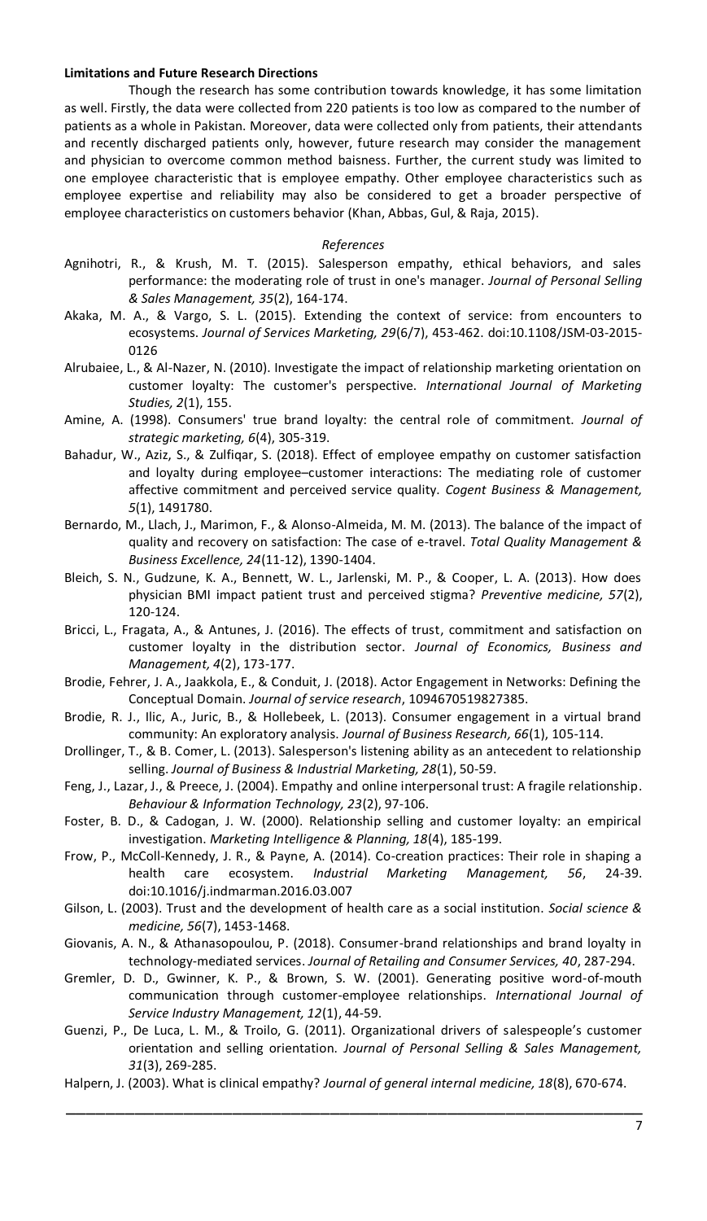**Limitations and Future Research Directions**

Though the research has some contribution towards knowledge, it has some limitation as well. Firstly, the data were collected from 220 patients is too low as compared to the number of patients as a whole in Pakistan. Moreover, data were collected only from patients, their attendants and recently discharged patients only, however, future research may consider the management and physician to overcome common method baisness. Further, the current study was limited to one employee characteristic that is employee empathy. Other employee characteristics such as employee expertise and reliability may also be considered to get a broader perspective of employee characteristics on customers behavior (Khan, Abbas, Gul, & Raja, 2015).

*References*

Agnihotri, R., & Krush, M. T. (2015). Salesperson empathy, ethical behaviors, and sales performance: the moderating role of trust in one's manager. *Journal of Personal Selling & Sales Management, 35*(2), 164-174.

Akaka, M. A., & Vargo, S. L. (2015). Extending the context of service: from encounters to ecosystems. *Journal of Services Marketing, 29*(6/7), 453-462. doi:10.1108/JSM-03-2015-0126

Alrubaiee, L., & Al-Nazer, N. (2010). Investigate the impact of relationship marketing orientation on customer loyalty: The customer's perspective. *International Journal of Marketing Studies, 2*(1), 155.

Amine, A. (1998). Consumers' true brand loyalty: the central role of commitment. *Journal of strategic marketing, 6*(4), 305-319.

Bahadur, W., Aziz, S., & Zulfiqar, S. (2018). Effect of employee empathy on customer satisfaction and loyalty during employee–customer interactions: The mediating role of customer affective commitment and perceived service quality. *Cogent Business & Management, 5*(1), 1491780.

Bernardo, M., Llach, J., Marimon, F., & Alonso-Almeida, M. M. (2013). The balance of the impact of quality and recovery on satisfaction: The case of e-travel. *Total Quality Management & Business Excellence, 24*(11-12), 1390-1404.

Bleich, S. N., Gudzune, K. A., Bennett, W. L., Jarlenski, M. P., & Cooper, L. A. (2013). How does physician BMI impact patient trust and perceived stigma? *Preventive medicine, 57*(2), 120-124.

Bricci, L., Fragata, A., & Antunes, J. (2016). The effects of trust, commitment and satisfaction on customer loyalty in the distribution sector. *Journal of Economics, Business and Management, 4*(2), 173-177.

Brodie, Fehrer, J. A., Jaakkola, E., & Conduit, J. (2018). Actor Engagement in Networks: Defining the Conceptual Domain. *Journal of service research*, 1094670519827385.

Brodie, R. J., Ilic, A., Juric, B., & Hollebeek, L. (2013). Consumer engagement in a virtual brand community: An exploratory analysis. *Journal of Business Research, 66*(1), 105-114.

Drollinger, T., & B. Comer, L. (2013). Salesperson's listening ability as an antecedent to relationship selling. *Journal of Business & Industrial Marketing, 28*(1), 50-59.

Feng, J., Lazar, J., & Preece, J. (2004). Empathy and online interpersonal trust: A fragile relationship. *Behaviour & Information Technology, 23*(2), 97-106.

Foster, B. D., & Cadogan, J. W. (2000). Relationship selling and customer loyalty: an empirical investigation. *Marketing Intelligence & Planning, 18*(4), 185-199.

Frow, P., McColl-Kennedy, J. R., & Payne, A. (2014). Co-creation practices: Their role in shaping a health care ecosystem. *Industrial Marketing Management, 56*, 24-39. doi:10.1016/j.indmarman.2016.03.007

Gilson, L. (2003). Trust and the development of health care as a social institution. *Social science & medicine, 56*(7), 1453-1468.

Giovanis, A. N., & Athanasopoulou, P. (2018). Consumer-brand relationships and brand loyalty in technology-mediated services. *Journal of Retailing and Consumer Services, 40*, 287-294.

Gremler, D. D., Gwinner, K. P., & Brown, S. W. (2001). Generating positive word-of-mouth communication through customer-employee relationships. *International Journal of Service Industry Management, 12*(1), 44-59.

Guenzi, P., De Luca, L. M., & Troilo, G. (2011). Organizational drivers of salespeople's customer orientation and selling orientation. *Journal of Personal Selling & Sales Management, 31*(3), 269-285.

Halpern, J. (2003). What is clinical empathy? *Journal of general internal medicine, 18*(8), 670-674.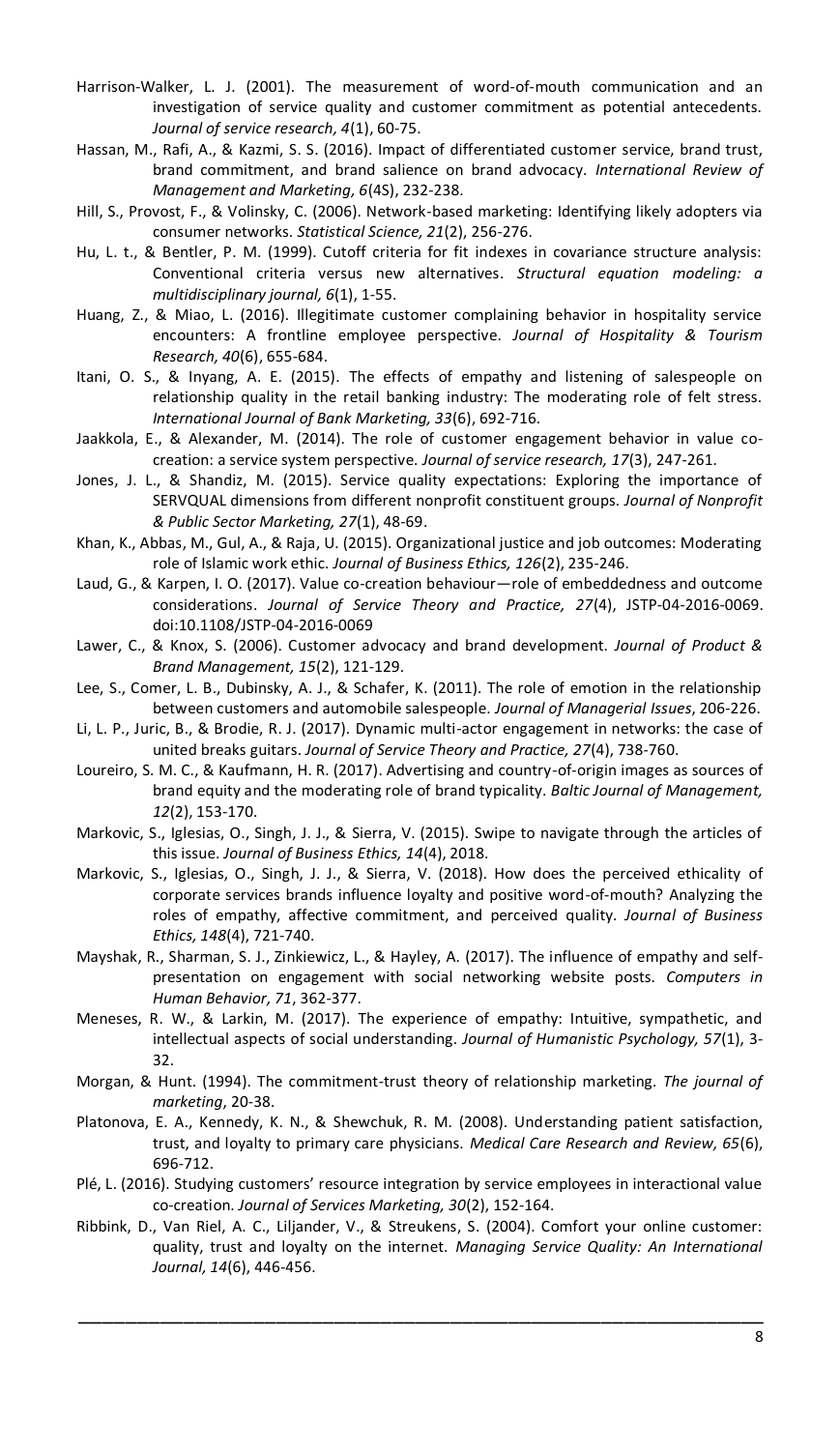Harrison-Walker, L. J. (2001). The measurement of word-of-mouth communication and an investigation of service quality and customer commitment as potential antecedents. *Journal of service research, 4*(1), 60-75.

Hassan, M., Rafi, A., & Kazmi, S. S. (2016). Impact of differentiated customer service, brand trust, brand commitment, and brand salience on brand advocacy. *International Review of Management and Marketing, 6*(4S), 232-238.

Hill, S., Provost, F., & Volinsky, C. (2006). Network-based marketing: Identifying likely adopters via consumer networks. *Statistical Science, 21*(2), 256-276.

Hu, L. t., & Bentler, P. M. (1999). Cutoff criteria for fit indexes in covariance structure analysis: Conventional criteria versus new alternatives. *Structural equation modeling: a multidisciplinary journal, 6*(1), 1-55.

Huang, Z., & Miao, L. (2016). Illegitimate customer complaining behavior in hospitality service encounters: A frontline employee perspective. *Journal of Hospitality & Tourism Research, 40*(6), 655-684.

Itani, O. S., & Inyang, A. E. (2015). The effects of empathy and listening of salespeople on relationship quality in the retail banking industry: The moderating role of felt stress. *International Journal of Bank Marketing, 33*(6), 692-716.

Jaakkola, E., & Alexander, M. (2014). The role of customer engagement behavior in value co-creation: a service system perspective. *Journal of service research, 17*(3), 247-261.

Jones, J. L., & Shandiz, M. (2015). Service quality expectations: Exploring the importance of SERVQUAL dimensions from different nonprofit constituent groups. *Journal of Nonprofit & Public Sector Marketing, 27*(1), 48-69.

Khan, K., Abbas, M., Gul, A., & Raja, U. (2015). Organizational justice and job outcomes: Moderating role of Islamic work ethic. *Journal of Business Ethics, 126*(2), 235-246.

Laud, G., & Karpen, I. O. (2017). Value co-creation behaviour—role of embeddedness and outcome considerations. *Journal of Service Theory and Practice, 27*(4), JSTP-04-2016-0069. doi:10.1108/JSTP-04-2016-0069

Lawer, C., & Knox, S. (2006). Customer advocacy and brand development. *Journal of Product & Brand Management, 15*(2), 121-129.

Lee, S., Comer, L. B., Dubinsky, A. J., & Schafer, K. (2011). The role of emotion in the relationship between customers and automobile salespeople. *Journal of Managerial Issues*, 206-226.

Li, L. P., Juric, B., & Brodie, R. J. (2017). Dynamic multi-actor engagement in networks: the case of united breaks guitars. *Journal of Service Theory and Practice, 27*(4), 738-760.

Loureiro, S. M. C., & Kaufmann, H. R. (2017). Advertising and country-of-origin images as sources of brand equity and the moderating role of brand typicality. *Baltic Journal of Management, 12*(2), 153-170.

Markovic, S., Iglesias, O., Singh, J. J., & Sierra, V. (2015). Swipe to navigate through the articles of this issue. *Journal of Business Ethics, 14*(4), 2018.

Markovic, S., Iglesias, O., Singh, J. J., & Sierra, V. (2018). How does the perceived ethicality of corporate services brands influence loyalty and positive word-of-mouth? Analyzing the roles of empathy, affective commitment, and perceived quality. *Journal of Business Ethics, 148*(4), 721-740.

Mayshak, R., Sharman, S. J., Zinkiewicz, L., & Hayley, A. (2017). The influence of empathy and self-presentation on engagement with social networking website posts. *Computers in Human Behavior, 71*, 362-377.

Meneses, R. W., & Larkin, M. (2017). The experience of empathy: Intuitive, sympathetic, and intellectual aspects of social understanding. *Journal of Humanistic Psychology, 57*(1), 3-32.

Morgan, & Hunt. (1994). The commitment-trust theory of relationship marketing. *The journal of marketing*, 20-38.

Platonova, E. A., Kennedy, K. N., & Shewchuk, R. M. (2008). Understanding patient satisfaction, trust, and loyalty to primary care physicians. *Medical Care Research and Review, 65*(6), 696-712.

Plé, L. (2016). Studying customers' resource integration by service employees in interactional value co-creation. *Journal of Services Marketing, 30*(2), 152-164.

Ribbink, D., Van Riel, A. C., Liljander, V., & Streukens, S. (2004). Comfort your online customer: quality, trust and loyalty on the internet. *Managing Service Quality: An International Journal, 14*(6), 446-456.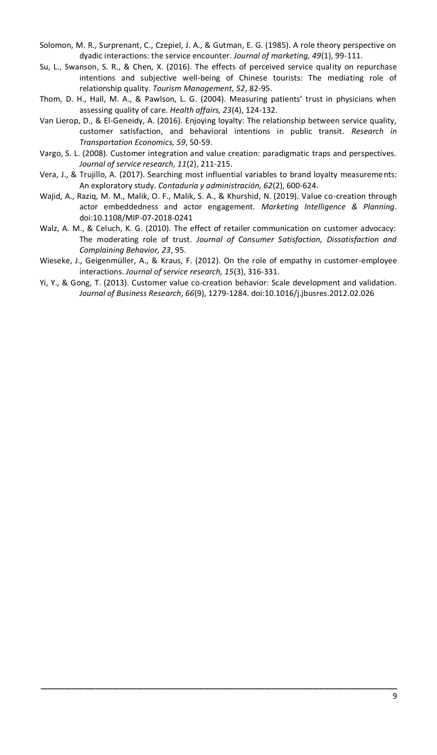Solomon, M. R., Surprenant, C., Czepiel, J. A., & Gutman, E. G. (1985). A role theory perspective on dyadic interactions: the service encounter. *Journal of marketing, 49*(1), 99-111.

Su, L., Swanson, S. R., & Chen, X. (2016). The effects of perceived service quality on repurchase intentions and subjective well-being of Chinese tourists: The mediating role of relationship quality. *Tourism Management, 52*, 82-95.

Thom, D. H., Hall, M. A., & Pawlson, L. G. (2004). Measuring patients' trust in physicians when assessing quality of care. *Health affairs, 23*(4), 124-132.

Van Lierop, D., & El-Geneidy, A. (2016). Enjoying loyalty: The relationship between service quality, customer satisfaction, and behavioral intentions in public transit. *Research in Transportation Economics, 59*, 50-59.

Vargo, S. L. (2008). Customer integration and value creation: paradigmatic traps and perspectives. *Journal of service research, 11*(2), 211-215.

Vera, J., & Trujillo, A. (2017). Searching most influential variables to brand loyalty measurements: An exploratory study. *Contaduría y administración, 62*(2), 600-624.

Wajid, A., Raziq, M. M., Malik, O. F., Malik, S. A., & Khurshid, N. (2019). Value co-creation through actor embeddedness and actor engagement. *Marketing Intelligence & Planning*. doi:10.1108/MIP-07-2018-0241

Walz, A. M., & Celuch, K. G. (2010). The effect of retailer communication on customer advocacy: The moderating role of trust. *Journal of Consumer Satisfaction, Dissatisfaction and Complaining Behavior, 23*, 95.

Wieseke, J., Geigenmüller, A., & Kraus, F. (2012). On the role of empathy in customer-employee interactions. *Journal of service research, 15*(3), 316-331.

Yi, Y., & Gong, T. (2013). Customer value co-creation behavior: Scale development and validation. *Journal of Business Research, 66*(9), 1279-1284. doi:10.1016/j.jbusres.2012.02.026